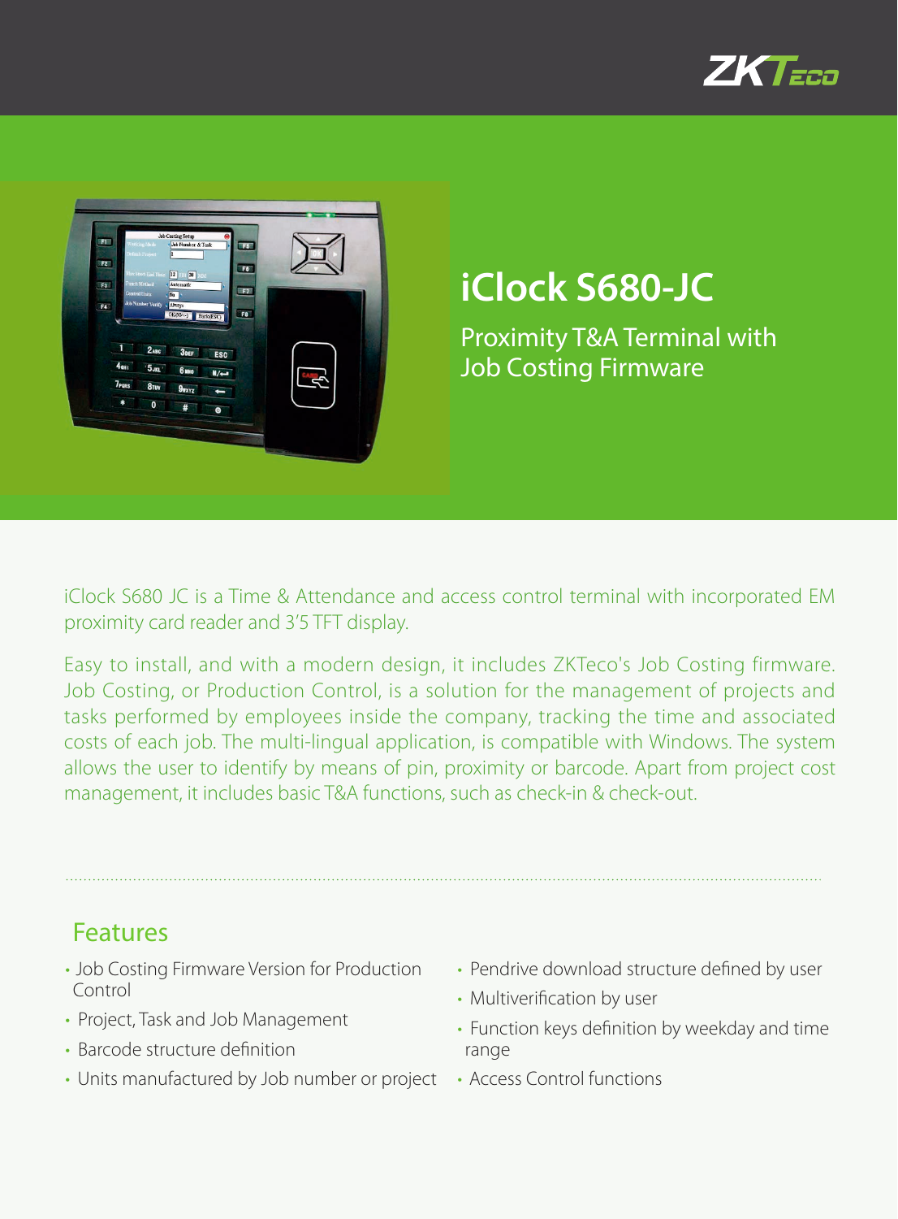ZKTeco

# iClock S680-JC

## Proximity T&A Terminal with Job Costing Firmware

iClock S680 JC is a Time & Attendance and access control terminal with incorporated EM proximity card reader and 3'5 TFT display.

Easy to install, and with a modern design, it includes ZKTeco's Job Costing firmware. Job Costing, or Production Control, is a solution for the management of projects and tasks performed by employees inside the company, tracking the time and associated costs of each job. The multi-lingual application, is compatible with Windows. The system allows the user to identify by means of pin, proximity or barcode. Apart from project cost management, it includes basic T&A functions, such as check-in & check-out.

## Features

- Job Costing Firmware Version for Production Control
- Project, Task and Job Management
- Barcode structure definition
- Units manufactured by Job number or project
- Pendrive download structure defined by user
- Multiverification by user
- Function keys definition by weekday and time range
- Access Control functions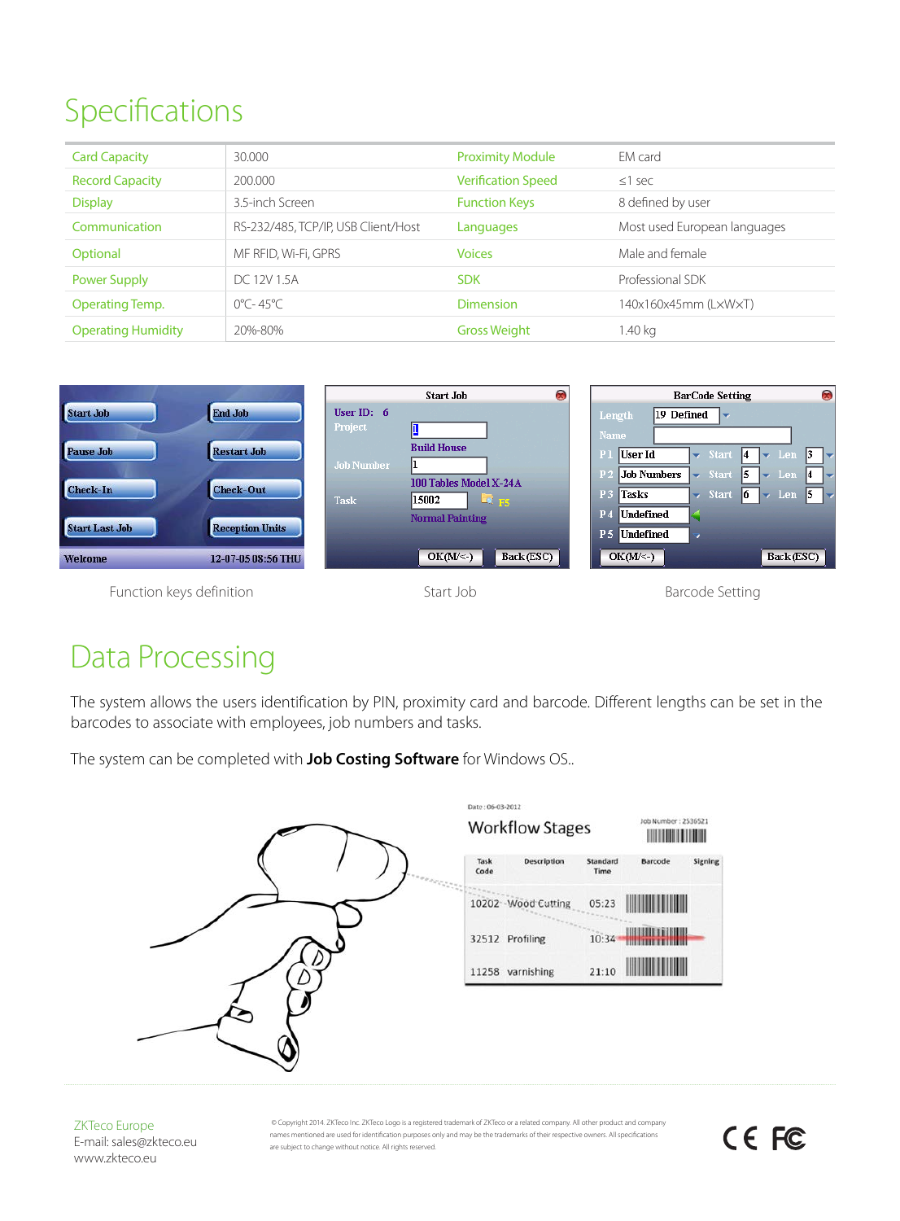# Specifications

| | | | |
|---|---|---|---|
| Card Capacity | 30.000 | Proximity Module | EM card |
| Record Capacity | 200.000 | Verification Speed | ≤1 sec |
| Display | 3.5-inch Screen | Function Keys | 8 defined by user |
| Communication | RS-232/485, TCP/IP, USB Client/Host | Languages | Most used European languages |
| Optional | MF RFID, Wi-Fi, GPRS | Voices | Male and female |
| Power Supply | DC 12V 1.5A | SDK | Professional SDK |
| Operating Temp. | 0°C- 45°C | Dimension | 140x160x45mm (LxWxT) |
| Operating Humidity | 20%-80% | Gross Weight | 1.40 kg |

Function keys definition

Start Job

Barcode Setting

# Data Processing

The system allows the users identification by PIN, proximity card and barcode. Different lengths can be set in the barcodes to associate with employees, job numbers and tasks.

The system can be completed with **Job Costing Software** for Windows OS..

ZKTeco Europe
E-mail: sales@zkteco.eu
www.zkteco.eu

© Copyright 2014. ZKTeco Inc. ZKTeco Logo is a registered trademark of ZKTeco or a related company. All other product and company names mentioned are used for identification purposes only and may be the trademarks of their respective owners. All specifications are subject to change without notice. All rights reserved.